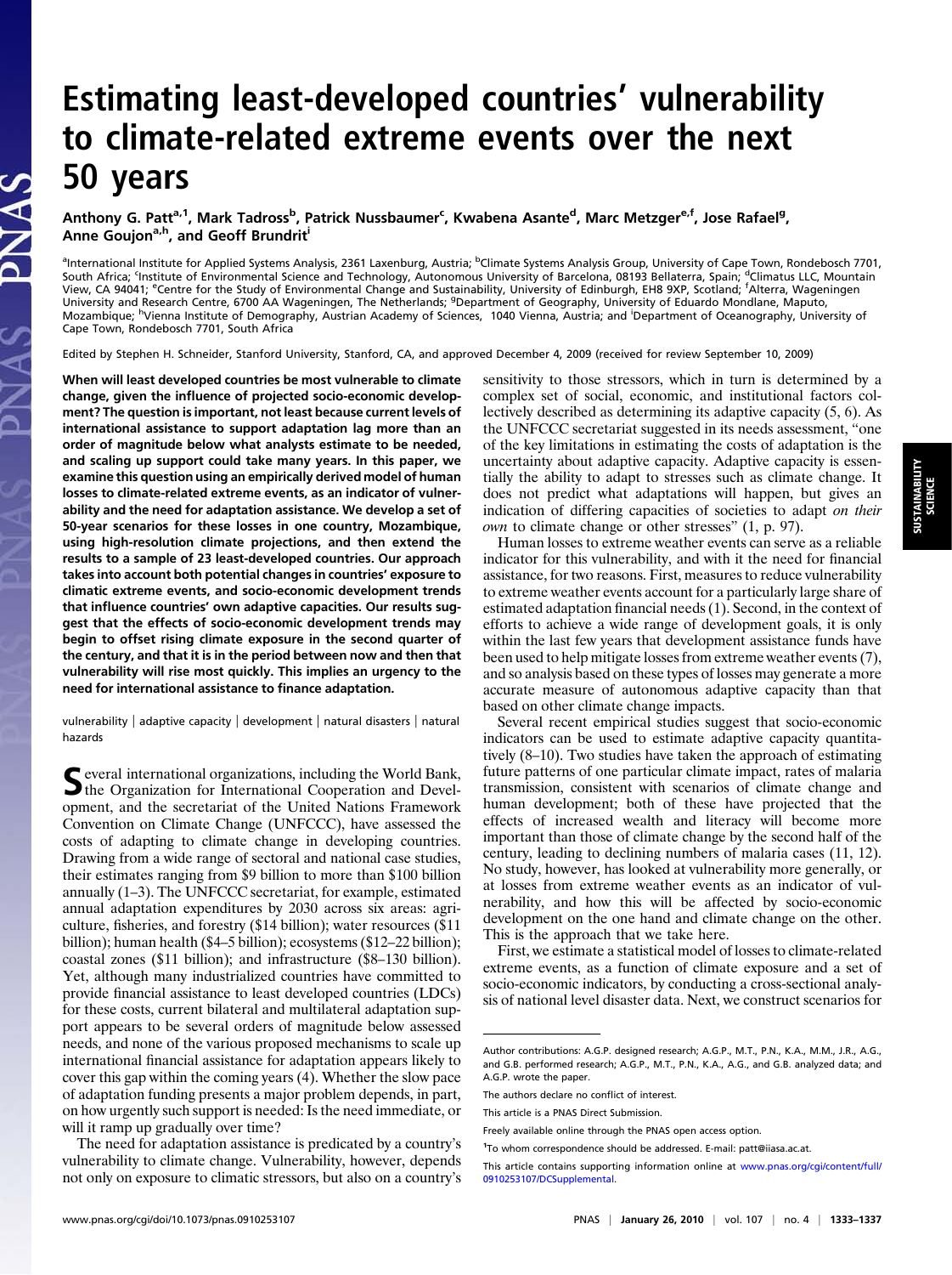# Estimating least-developed countries' vulnerability to climate-related extreme events over the next 50 years

Anthony G. Patt[a,1], Mark Tadross[b], Patrick Nussbaumer[c], Kwabena Asante[d], Marc Metzger[e,f], Jose Rafael[g], Anne Goujon[a,h], and Geoff Brundrit[i]

[a]International Institute for Applied Systems Analysis, 2361 Laxenburg, Austria; [b]Climate Systems Analysis Group, University of Cape Town, Rondebosch 7701, South Africa; [c]Institute of Environmental Science and Technology, Autonomous University of Barcelona, 08193 Bellaterra, Spain; [d]Climatus LLC, Mountain View, CA 94041; [e]Centre for the Study of Environmental Change and Sustainability, University of Edinburgh, EH8 9XP, Scotland; [f]Alterra, Wageningen University and Research Centre, 6700 AA Wageningen, The Netherlands; [g]Department of Geography, University of Eduardo Mondlane, Maputo, Mozambique; [h]Vienna Institute of Demography, Austrian Academy of Sciences, 1040 Vienna, Austria; and [i]Department of Oceanography, University of Cape Town, Rondebosch 7701, South Africa

Edited by Stephen H. Schneider, Stanford University, Stanford, CA, and approved December 4, 2009 (received for review September 10, 2009)

**When will least developed countries be most vulnerable to climate change, given the influence of projected socio-economic development? The question is important, not least because current levels of international assistance to support adaptation lag more than an order of magnitude below what analysts estimate to be needed, and scaling up support could take many years. In this paper, we examine this question using an empirically derived model of human losses to climate-related extreme events, as an indicator of vulnerability and the need for adaptation assistance. We develop a set of 50-year scenarios for these losses in one country, Mozambique, using high-resolution climate projections, and then extend the results to a sample of 23 least-developed countries. Our approach takes into account both potential changes in countries' exposure to climatic extreme events, and socio-economic development trends that influence countries' own adaptive capacities. Our results suggest that the effects of socio-economic development trends may begin to offset rising climate exposure in the second quarter of the century, and that it is in the period between now and then that vulnerability will rise most quickly. This implies an urgency to the need for international assistance to finance adaptation.**

vulnerability | adaptive capacity | development | natural disasters | natural hazards

Several international organizations, including the World Bank, the Organization for International Cooperation and Development, and the secretariat of the United Nations Framework Convention on Climate Change (UNFCCC), have assessed the costs of adapting to climate change in developing countries. Drawing from a wide range of sectoral and national case studies, their estimates ranging from \$9 billion to more than \$100 billion annually (1–3). The UNFCCC secretariat, for example, estimated annual adaptation expenditures by 2030 across six areas: agriculture, fisheries, and forestry (\$14 billion); water resources (\$11 billion); human health (\$4–5 billion); ecosystems (\$12–22 billion); coastal zones (\$11 billion); and infrastructure (\$8–130 billion). Yet, although many industrialized countries have committed to provide financial assistance to least developed countries (LDCs) for these costs, current bilateral and multilateral adaptation support appears to be several orders of magnitude below assessed needs, and none of the various proposed mechanisms to scale up international financial assistance for adaptation appears likely to cover this gap within the coming years (4). Whether the slow pace of adaptation funding presents a major problem depends, in part, on how urgently such support is needed: Is the need immediate, or will it ramp up gradually over time?

The need for adaptation assistance is predicated by a country's vulnerability to climate change. Vulnerability, however, depends not only on exposure to climatic stressors, but also on a country's sensitivity to those stressors, which in turn is determined by a complex set of social, economic, and institutional factors collectively described as determining its adaptive capacity (5, 6). As the UNFCCC secretariat suggested in its needs assessment, "one of the key limitations in estimating the costs of adaptation is the uncertainty about adaptive capacity. Adaptive capacity is essentially the ability to adapt to stresses such as climate change. It does not predict what adaptations will happen, but gives an indication of differing capacities of societies to adapt *on their own* to climate change or other stresses" (1, p. 97).

Human losses to extreme weather events can serve as a reliable indicator for this vulnerability, and with it the need for financial assistance, for two reasons. First, measures to reduce vulnerability to extreme weather events account for a particularly large share of estimated adaptation financial needs (1). Second, in the context of efforts to achieve a wide range of development goals, it is only within the last few years that development assistance funds have been used to help mitigate losses from extreme weather events (7), and so analysis based on these types of losses may generate a more accurate measure of autonomous adaptive capacity than that based on other climate change impacts.

Several recent empirical studies suggest that socio-economic indicators can be used to estimate adaptive capacity quantitatively (8–10). Two studies have taken the approach of estimating future patterns of one particular climate impact, rates of malaria transmission, consistent with scenarios of climate change and human development; both of these have projected that the effects of increased wealth and literacy will become more important than those of climate change by the second half of the century, leading to declining numbers of malaria cases (11, 12). No study, however, has looked at vulnerability more generally, or at losses from extreme weather events as an indicator of vulnerability, and how this will be affected by socio-economic development on the one hand and climate change on the other. This is the approach that we take here.

First, we estimate a statistical model of losses to climate-related extreme events, as a function of climate exposure and a set of socio-economic indicators, by conducting a cross-sectional analysis of national level disaster data. Next, we construct scenarios for

Author contributions: A.G.P. designed research; A.G.P., M.T., P.N., K.A., M.M., J.R., A.G., and G.B. performed research; A.G.P., M.T., P.N., K.A., A.G., and G.B. analyzed data; and A.G.P. wrote the paper.

The authors declare no conflict of interest.

This article is a PNAS Direct Submission.

Freely available online through the PNAS open access option.

[1]To whom correspondence should be addressed. E-mail: patt@iiasa.ac.at.

This article contains supporting information online at www.pnas.org/cgi/content/full/0910253107/DCSupplemental.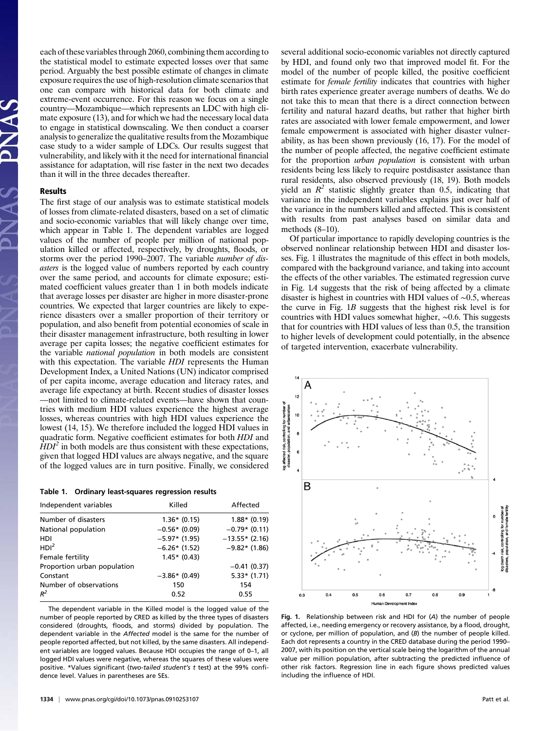each of these variables through 2060, combining them according to the statistical model to estimate expected losses over that same period. Arguably the best possible estimate of changes in climate exposure requires the use of high-resolution climate scenarios that one can compare with historical data for both climate and extreme-event occurrence. For this reason we focus on a single country—Mozambique—which represents an LDC with high climate exposure (13), and for which we had the necessary local data to engage in statistical downscaling. We then conduct a coarser analysis to generalize the qualitative results from the Mozambique case study to a wider sample of LDCs. Our results suggest that vulnerability, and likely with it the need for international financial assistance for adaptation, will rise faster in the next two decades than it will in the three decades thereafter.

## Results

The first stage of our analysis was to estimate statistical models of losses from climate-related disasters, based on a set of climatic and socio-economic variables that will likely change over time, which appear in Table 1. The dependent variables are logged values of the number of people per million of national population killed or affected, respectively, by droughts, floods, or storms over the period 1990–2007. The variable *number of disasters* is the logged value of numbers reported by each country over the same period, and accounts for climate exposure; estimated coefficient values greater than 1 in both models indicate that average losses per disaster are higher in more disaster-prone countries. We expected that larger countries are likely to experience disasters over a smaller proportion of their territory or population, and also benefit from potential economies of scale in their disaster management infrastructure, both resulting in lower average per capita losses; the negative coefficient estimates for the variable *national population* in both models are consistent with this expectation. The variable *HDI* represents the Human Development Index, a United Nations (UN) indicator comprised of per capita income, average education and literacy rates, and average life expectancy at birth. Recent studies of disaster losses —not limited to climate-related events—have shown that countries with medium HDI values experience the highest average losses, whereas countries with high HDI values experience the lowest (14, 15). We therefore included the logged HDI values in quadratic form. Negative coefficient estimates for both *HDI* and $HDI^2$ in both models are thus consistent with these expectations, given that logged HDI values are always negative, and the square of the logged values are in turn positive. Finally, we considered several additional socio-economic variables not directly captured by HDI, and found only two that improved model fit. For the model of the number of people killed, the positive coefficient estimate for *female fertility* indicates that countries with higher birth rates experience greater average numbers of deaths. We do not take this to mean that there is a direct connection between fertility and natural hazard deaths, but rather that higher birth rates are associated with lower female empowerment, and lower female empowerment is associated with higher disaster vulnerability, as has been shown previously (16, 17). For the model of the number of people affected, the negative coefficient estimate for the proportion *urban population* is consistent with urban residents being less likely to require postdisaster assistance than rural residents, also observed previously (18, 19). Both models yield an $R^2$ statistic slightly greater than 0.5, indicating that variance in the independent variables explains just over half of the variance in the numbers killed and affected. This is consistent with results from past analyses based on similar data and methods (8–10).

Of particular importance to rapidly developing countries is the observed nonlinear relationship between HDI and disaster losses. Fig. 1 illustrates the magnitude of this effect in both models, compared with the background variance, and taking into account the effects of the other variables. The estimated regression curve in Fig. 1*A* suggests that the risk of being affected by a climate disaster is highest in countries with HDI values of ~0.5, whereas the curve in Fig. 1*B* suggests that the highest risk level is for countries with HDI values somewhat higher, ~0.6. This suggests that for countries with HDI values of less than 0.5, the transition to higher levels of development could potentially, in the absence of targeted intervention, exacerbate vulnerability.

**Table 1. Ordinary least-squares regression results**

| Independent variables | Killed | Affected |
|---|---|---|
| Number of disasters | 1.36* (0.15) | 1.88* (0.19) |
| National population | −0.56* (0.09) | −0.79* (0.11) |
| HDI | −5.97* (1.95) | −13.55* (2.16) |
| $HDI^2$ | −6.26* (1.52) | −9.82* (1.86) |
| Female fertility | 1.45* (0.43) | |
| Proportion urban population | | −0.41 (0.37) |
| Constant | −3.86* (0.49) | 5.33* (1.71) |
| Number of observations | 150 | 154 |
| $R^2$ | 0.52 | 0.55 |

The dependent variable in the Killed model is the logged value of the number of people reported by CRED as killed by the three types of disasters considered (droughts, floods, and storms) divided by population. The dependent variable in the *Affected* model is the same for the number of people reported affected, but not killed, by the same disasters. All independent variables are logged values. Because HDI occupies the range of 0–1, all logged HDI values were negative, whereas the squares of these values were positive. *Values significant (*two-tailed student's t* test) at the 99% confidence level. Values in parentheses are SEs.

**Fig. 1.** Relationship between risk and HDI for (*A*) the number of people affected, i.e., needing emergency or recovery assistance, by a flood, drought, or cyclone, per million of population, and (*B*) the number of people killed. Each dot represents a country in the CRED database during the period 1990–2007, with its position on the vertical scale being the logarithm of the annual value per million population, after subtracting the predicted influence of other risk factors. Regression line in each figure shows predicted values including the influence of HDI.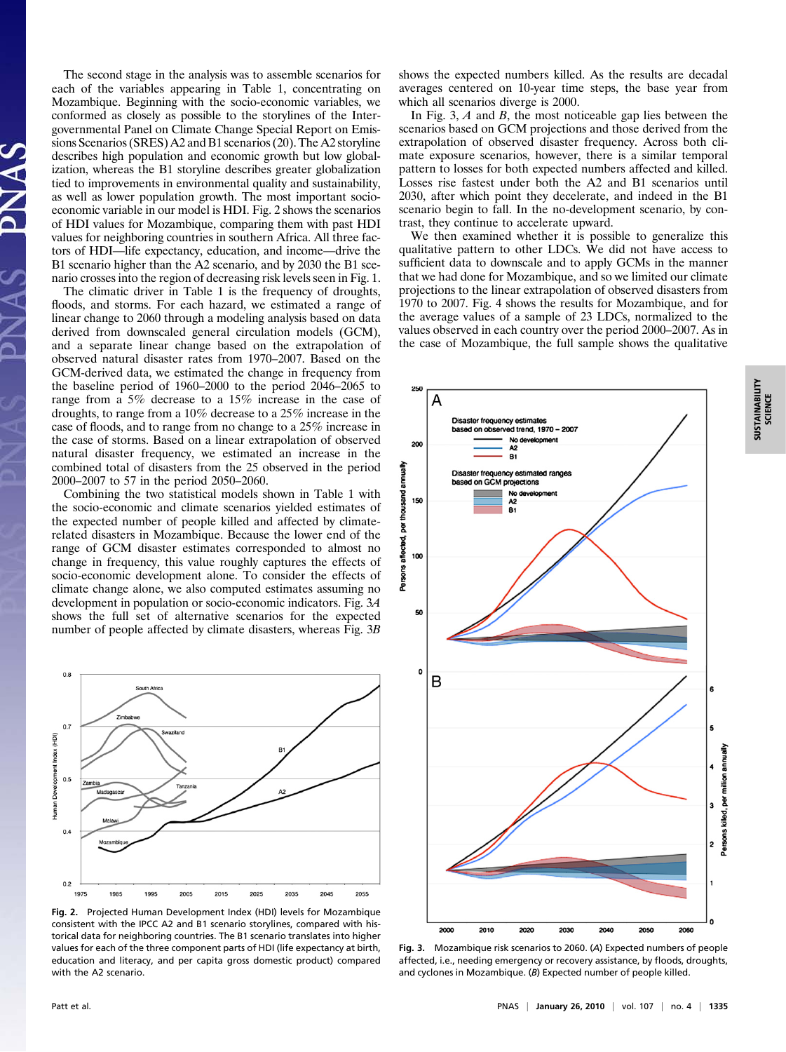The second stage in the analysis was to assemble scenarios for each of the variables appearing in Table 1, concentrating on Mozambique. Beginning with the socio-economic variables, we conformed as closely as possible to the storylines of the Intergovernmental Panel on Climate Change Special Report on Emissions Scenarios (SRES) A2 and B1 scenarios (20). The A2 storyline describes high population and economic growth but low globalization, whereas the B1 storyline describes greater globalization tied to improvements in environmental quality and sustainability, as well as lower population growth. The most important socio-economic variable in our model is HDI. Fig. 2 shows the scenarios of HDI values for Mozambique, comparing them with past HDI values for neighboring countries in southern Africa. All three factors of HDI—life expectancy, education, and income—drive the B1 scenario higher than the A2 scenario, and by 2030 the B1 scenario crosses into the region of decreasing risk levels seen in Fig. 1.

The climatic driver in Table 1 is the frequency of droughts, floods, and storms. For each hazard, we estimated a range of linear change to 2060 through a modeling analysis based on data derived from downscaled general circulation models (GCM), and a separate linear change based on the extrapolation of observed natural disaster rates from 1970–2007. Based on the GCM-derived data, we estimated the change in frequency from the baseline period of 1960–2000 to the period 2046–2065 to range from a 5% decrease to a 15% increase in the case of droughts, to range from a 10% decrease to a 25% increase in the case of floods, and to range from no change to a 25% increase in the case of storms. Based on a linear extrapolation of observed natural disaster frequency, we estimated an increase in the combined total of disasters from the 25 observed in the period 2000–2007 to 57 in the period 2050–2060.

Combining the two statistical models shown in Table 1 with the socio-economic and climate scenarios yielded estimates of the expected number of people killed and affected by climate-related disasters in Mozambique. Because the lower end of the range of GCM disaster estimates corresponded to almost no change in frequency, this value roughly captures the effects of socio-economic development alone. To consider the effects of climate change alone, we also computed estimates assuming no development in population or socio-economic indicators. Fig. 3*A* shows the full set of alternative scenarios for the expected number of people affected by climate disasters, whereas Fig. 3*B* shows the expected numbers killed. As the results are decadal averages centered on 10-year time steps, the base year from which all scenarios diverge is 2000.

In Fig. 3, *A* and *B*, the most noticeable gap lies between the scenarios based on GCM projections and those derived from the extrapolation of observed disaster frequency. Across both climate exposure scenarios, however, there is a similar temporal pattern to losses for both expected numbers affected and killed. Losses rise fastest under both the A2 and B1 scenarios until 2030, after which point they decelerate, and indeed in the B1 scenario begin to fall. In the no-development scenario, by contrast, they continue to accelerate upward.

We then examined whether it is possible to generalize this qualitative pattern to other LDCs. We did not have access to sufficient data to downscale and to apply GCMs in the manner that we had done for Mozambique, and so we limited our climate projections to the linear extrapolation of observed disasters from 1970 to 2007. Fig. 4 shows the results for Mozambique, and for the average values of a sample of 23 LDCs, normalized to the values observed in each country over the period 2000–2007. As in the case of Mozambique, the full sample shows the qualitative

**Fig. 2.** Projected Human Development Index (HDI) levels for Mozambique consistent with the IPCC A2 and B1 scenario storylines, compared with historical data for neighboring countries. The B1 scenario translates into higher values for each of the three component parts of HDI (life expectancy at birth, education and literacy, and per capita gross domestic product) compared with the A2 scenario.

**Fig. 3.** Mozambique risk scenarios to 2060. (*A*) Expected numbers of people affected, i.e., needing emergency or recovery assistance, by floods, droughts, and cyclones in Mozambique. (*B*) Expected number of people killed.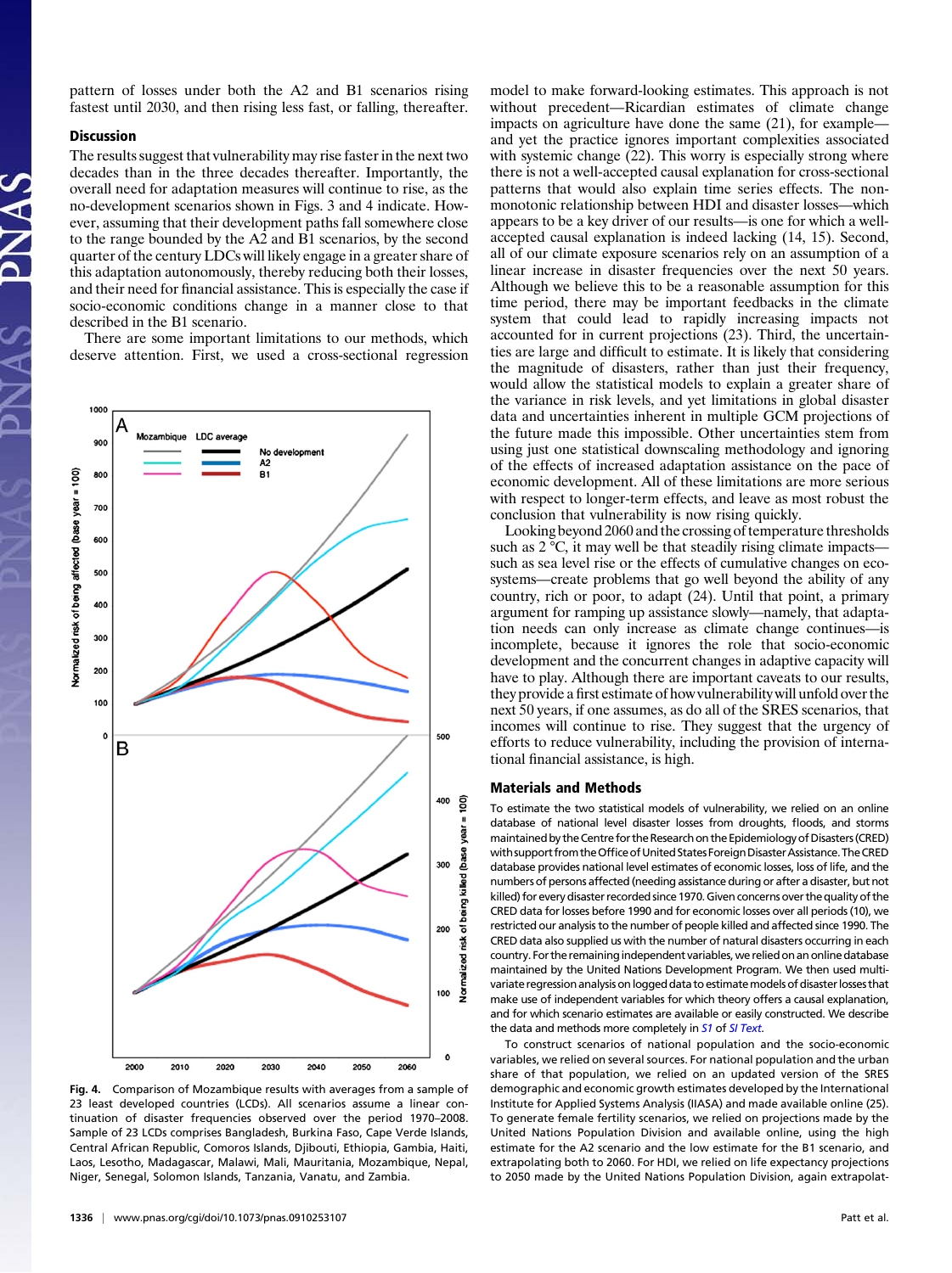pattern of losses under both the A2 and B1 scenarios rising fastest until 2030, and then rising less fast, or falling, thereafter.

## Discussion

The results suggest that vulnerability may rise faster in the next two decades than in the three decades thereafter. Importantly, the overall need for adaptation measures will continue to rise, as the no-development scenarios shown in Figs. 3 and 4 indicate. However, assuming that their development paths fall somewhere close to the range bounded by the A2 and B1 scenarios, by the second quarter of the century LDCs will likely engage in a greater share of this adaptation autonomously, thereby reducing both their losses, and their need for financial assistance. This is especially the case if socio-economic conditions change in a manner close to that described in the B1 scenario.

There are some important limitations to our methods, which deserve attention. First, we used a cross-sectional regression model to make forward-looking estimates. This approach is not without precedent—Ricardian estimates of climate change impacts on agriculture have done the same (21), for example—and yet the practice ignores important complexities associated with systemic change (22). This worry is especially strong where there is not a well-accepted causal explanation for cross-sectional patterns that would also explain time series effects. The non-monotonic relationship between HDI and disaster losses—which appears to be a key driver of our results—is one for which a well-accepted causal explanation is indeed lacking (14, 15). Second, all of our climate exposure scenarios rely on an assumption of a linear increase in disaster frequencies over the next 50 years. Although we believe this to be a reasonable assumption for this time period, there may be important feedbacks in the climate system that could lead to rapidly increasing impacts not accounted for in current projections (23). Third, the uncertainties are large and difficult to estimate. It is likely that considering the magnitude of disasters, rather than just their frequency, would allow the statistical models to explain a greater share of the variance in risk levels, and yet limitations in global disaster data and uncertainties inherent in multiple GCM projections of the future made this impossible. Other uncertainties stem from using just one statistical downscaling methodology and ignoring of the effects of increased adaptation assistance on the pace of economic development. All of these limitations are more serious with respect to longer-term effects, and leave as most robust the conclusion that vulnerability is now rising quickly.

Looking beyond 2060 and the crossing of temperature thresholds such as 2 °C, it may well be that steadily rising climate impacts—such as sea level rise or the effects of cumulative changes on ecosystems—create problems that go well beyond the ability of any country, rich or poor, to adapt (24). Until that point, a primary argument for ramping up assistance slowly—namely, that adaptation needs can only increase as climate change continues—is incomplete, because it ignores the role that socio-economic development and the concurrent changes in adaptive capacity will have to play. Although there are important caveats to our results, they provide a first estimate of how vulnerability will unfold over the next 50 years, if one assumes, as do all of the SRES scenarios, that incomes will continue to rise. They suggest that the urgency of efforts to reduce vulnerability, including the provision of international financial assistance, is high.

**Fig. 4.** Comparison of Mozambique results with averages from a sample of 23 least developed countries (LCDs). All scenarios assume a linear continuation of disaster frequencies observed over the period 1970–2008. Sample of 23 LCDs comprises Bangladesh, Burkina Faso, Cape Verde Islands, Central African Republic, Comoros Islands, Djibouti, Ethiopia, Gambia, Haiti, Laos, Lesotho, Madagascar, Malawi, Mali, Mauritania, Mozambique, Nepal, Niger, Senegal, Solomon Islands, Tanzania, Vanatu, and Zambia.

## Materials and Methods

To estimate the two statistical models of vulnerability, we relied on an online database of national level disaster losses from droughts, floods, and storms maintained by the Centre for the Research on the Epidemiology of Disasters (CRED) with support from the Office of United States Foreign Disaster Assistance. The CRED database provides national level estimates of economic losses, loss of life, and the numbers of persons affected (needing assistance during or after a disaster, but not killed) for every disaster recorded since 1970. Given concerns over the quality of the CRED data for losses before 1990 and for economic losses over all periods (10), we restricted our analysis to the number of people killed and affected since 1990. The CRED data also supplied us with the number of natural disasters occurring in each country. For the remaining independent variables, we relied on an online database maintained by the United Nations Development Program. We then used multivariate regression analysis on logged data to estimate models of disaster losses that make use of independent variables for which theory offers a causal explanation, and for which scenario estimates are available or easily constructed. We describe the data and methods more completely in *S1* of *SI Text*.

To construct scenarios of national population and the socio-economic variables, we relied on several sources. For national population and the urban share of that population, we relied on an updated version of the SRES demographic and economic growth estimates developed by the International Institute for Applied Systems Analysis (IIASA) and made available online (25). To generate female fertility scenarios, we relied on projections made by the United Nations Population Division and available online, using the high estimate for the A2 scenario and the low estimate for the B1 scenario, and extrapolating both to 2060. For HDI, we relied on life expectancy projections to 2050 made by the United Nations Population Division, again extrapolat-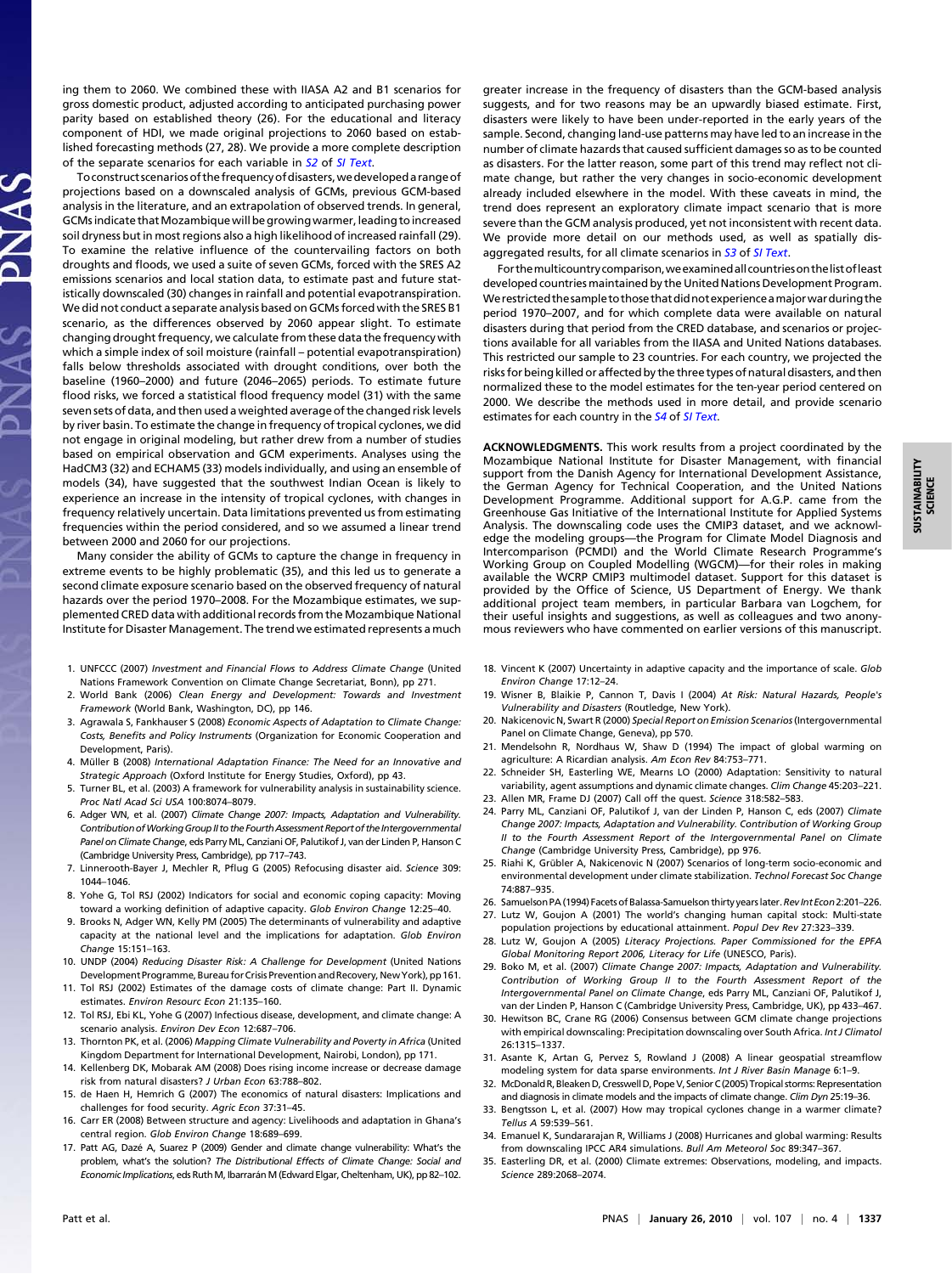ing them to 2060. We combined these with IIASA A2 and B1 scenarios for gross domestic product, adjusted according to anticipated purchasing power parity based on established theory (26). For the educational and literacy component of HDI, we made original projections to 2060 based on established forecasting methods (27, 28). We provide a more complete description of the separate scenarios for each variable in *S2* of *SI Text*.

To construct scenarios of the frequency of disasters, we developed a range of projections based on a downscaled analysis of GCMs, previous GCM-based analysis in the literature, and an extrapolation of observed trends. In general, GCMs indicate that Mozambique will be growing warmer, leading to increased soil dryness but in most regions also a high likelihood of increased rainfall (29). To examine the relative influence of the countervailing factors on both droughts and floods, we used a suite of seven GCMs, forced with the SRES A2 emissions scenarios and local station data, to estimate past and future statistically downscaled (30) changes in rainfall and potential evapotranspiration. We did not conduct a separate analysis based on GCMs forced with the SRES B1 scenario, as the differences observed by 2060 appear slight. To estimate changing drought frequency, we calculate from these data the frequency with which a simple index of soil moisture (rainfall – potential evapotranspiration) falls below thresholds associated with drought conditions, over both the baseline (1960–2000) and future (2046–2065) periods. To estimate future flood risks, we forced a statistical flood frequency model (31) with the same seven sets of data, and then used a weighted average of the changed risk levels by river basin. To estimate the change in frequency of tropical cyclones, we did not engage in original modeling, but rather drew from a number of studies based on empirical observation and GCM experiments. Analyses using the HadCM3 (32) and ECHAM5 (33) models individually, and using an ensemble of models (34), have suggested that the southwest Indian Ocean is likely to experience an increase in the intensity of tropical cyclones, with changes in frequency relatively uncertain. Data limitations prevented us from estimating frequencies within the period considered, and so we assumed a linear trend between 2000 and 2060 for our projections.

Many consider the ability of GCMs to capture the change in frequency in extreme events to be highly problematic (35), and this led us to generate a second climate exposure scenario based on the observed frequency of natural hazards over the period 1970–2008. For the Mozambique estimates, we supplemented CRED data with additional records from the Mozambique National Institute for Disaster Management. The trend we estimated represents a much greater increase in the frequency of disasters than the GCM-based analysis suggests, and for two reasons may be an upwardly biased estimate. First, disasters were likely to have been under-reported in the early years of the sample. Second, changing land-use patterns may have led to an increase in the number of climate hazards that caused sufficient damages so as to be counted as disasters. For the latter reason, some part of this trend may reflect not climate change, but rather the very changes in socio-economic development already included elsewhere in the model. With these caveats in mind, the trend does represent an exploratory climate impact scenario that is more severe than the GCM analysis produced, yet not inconsistent with recent data. We provide more detail on our methods used, as well as spatially disaggregated results, for all climate scenarios in *S3* of *SI Text*.

For the multicountry comparison, we examined all countries on the list of least developed countries maintained by the United Nations Development Program. We restricted the sample to those that did not experience a major war during the period 1970–2007, and for which complete data were available on natural disasters during that period from the CRED database, and scenarios or projections available for all variables from the IIASA and United Nations databases. This restricted our sample to 23 countries. For each country, we projected the risks for being killed or affected by the three types of natural disasters, and then normalized these to the model estimates for the ten-year period centered on 2000. We describe the methods used in more detail, and provide scenario estimates for each country in the *S4* of *SI Text*.

**ACKNOWLEDGMENTS.** This work results from a project coordinated by the Mozambique National Institute for Disaster Management, with financial support from the Danish Agency for International Development Assistance, the German Agency for Technical Cooperation, and the United Nations Development Programme. Additional support for A.G.P. came from the Greenhouse Gas Initiative of the International Institute for Applied Systems Analysis. The downscaling code uses the CMIP3 dataset, and we acknowledge the modeling groups—the Program for Climate Model Diagnosis and Intercomparison (PCMDI) and the World Climate Research Programme's Working Group on Coupled Modelling (WGCM)—for their roles in making available the WCRP CMIP3 multimodel dataset. Support for this dataset is provided by the Office of Science, US Department of Energy. We thank additional project team members, in particular Barbara van Logchem, for their useful insights and suggestions, as well as colleagues and two anonymous reviewers who have commented on earlier versions of this manuscript.

1. UNFCCC (2007) *Investment and Financial Flows to Address Climate Change* (United Nations Framework Convention on Climate Change Secretariat, Bonn), pp 271.
2. World Bank (2006) *Clean Energy and Development: Towards and Investment Framework* (World Bank, Washington, DC), pp 146.
3. Agrawala S, Fankhauser S (2008) *Economic Aspects of Adaptation to Climate Change: Costs, Benefits and Policy Instruments* (Organization for Economic Cooperation and Development, Paris).
4. Müller B (2008) *International Adaptation Finance: The Need for an Innovative and Strategic Approach* (Oxford Institute for Energy Studies, Oxford), pp 43.
5. Turner BL, et al. (2003) A framework for vulnerability analysis in sustainability science. *Proc Natl Acad Sci USA* 100:8074–8079.
6. Adger WN, et al. (2007) *Climate Change 2007: Impacts, Adaptation and Vulnerability. Contribution of Working Group II to the Fourth Assessment Report of the Intergovernmental Panel on Climate Change*, eds Parry ML, Canziani OF, Palutikof J, van der Linden P, Hanson C (Cambridge University Press, Cambridge), pp 717–743.
7. Linnerooth-Bayer J, Mechler R, Pflug G (2005) Refocusing disaster aid. *Science* 309: 1044–1046.
8. Yohe G, Tol RSJ (2002) Indicators for social and economic coping capacity: Moving toward a working definition of adaptive capacity. *Glob Environ Change* 12:25–40.
9. Brooks N, Adger WN, Kelly PM (2005) The determinants of vulnerability and adaptive capacity at the national level and the implications for adaptation. *Glob Environ Change* 15:151–163.
10. UNDP (2004) *Reducing Disaster Risk: A Challenge for Development* (United Nations Development Programme, Bureau for Crisis Prevention and Recovery, New York), pp 161.
11. Tol RSJ (2002) Estimates of the damage costs of climate change: Part II. Dynamic estimates. *Environ Resourc Econ* 21:135–160.
12. Tol RSJ, Ebi KL, Yohe G (2007) Infectious disease, development, and climate change: A scenario analysis. *Environ Dev Econ* 12:687–706.
13. Thornton PK, et al. (2006) *Mapping Climate Vulnerability and Poverty in Africa* (United Kingdom Department for International Development, Nairobi, London), pp 171.
14. Kellenberg DK, Mobarak AM (2008) Does rising income increase or decrease damage risk from natural disasters? *J Urban Econ* 63:788–802.
15. de Haen H, Hemrich G (2007) The economics of natural disasters: Implications and challenges for food security. *Agric Econ* 37:31–45.
16. Carr ER (2008) Between structure and agency: Livelihoods and adaptation in Ghana's central region. *Glob Environ Change* 18:689–699.
17. Patt AG, Dazé A, Suarez P (2009) Gender and climate change vulnerability: What's the problem, what's the solution? *The Distributional Effects of Climate Change: Social and Economic Implications*, eds Ruth M, Ibarrarán M (Edward Elgar, Cheltenham, UK), pp 82–102.
18. Vincent K (2007) Uncertainty in adaptive capacity and the importance of scale. *Glob Environ Change* 17:12–24.
19. Wisner B, Blaikie P, Cannon T, Davis I (2004) *At Risk: Natural Hazards, People's Vulnerability and Disasters* (Routledge, New York).
20. Nakicenovic N, Swart R (2000) *Special Report on Emission Scenarios* (Intergovernmental Panel on Climate Change, Geneva), pp 570.
21. Mendelsohn R, Nordhaus W, Shaw D (1994) The impact of global warming on agriculture: A Ricardian analysis. *Am Econ Rev* 84:753–771.
22. Schneider SH, Easterling WE, Mearns LO (2000) Adaptation: Sensitivity to natural variability, agent assumptions and dynamic climate changes. *Clim Change* 45:203–221.
23. Allen MR, Frame DJ (2007) Call off the quest. *Science* 318:582–583.
24. Parry ML, Canziani OF, Palutikof J, van der Linden PJ, Hanson CE, eds (2007) *Climate Change 2007: Impacts, Adaptation and Vulnerability. Contribution of Working Group II to the Fourth Assessment Report of the Intergovernmental Panel on Climate Change* (Cambridge University Press, Cambridge), pp 976.
25. Riahi K, Grübler A, Nakicenovic N (2007) Scenarios of long-term socio-economic and environmental development under climate stabilization. *Technol Forecast Soc Change* 74:887–935.
26. Samuelson PA (1994) Facets of Balassa-Samuelson thirty years later. *Rev Int Econ* 2:201–226.
27. Lutz W, Goujon A (2001) The world's changing human capital stock: Multi-state population projections by educational attainment. *Popul Dev Rev* 27:323–339.
28. Lutz W, Goujon A (2005) *Literacy Projections. Paper Commissioned for the EPFA Global Monitoring Report 2006, Literacy for Life* (UNESCO, Paris).
29. Boko M, et al. (2007) *Climate Change 2007: Impacts, Adaptation and Vulnerability. Contribution of Working Group II to the Fourth Assessment Report of the Intergovernmental Panel on Climate Change*, eds Parry ML, Canziani OF, Palutikof J, van der Linden P, Hanson C (Cambridge University Press, Cambridge, UK), pp 433–467.
30. Hewitson BC, Crane RG (2006) Consensus between GCM climate change projections with empirical downscaling: Precipitation downscaling over South Africa. *Int J Climatol* 26:1315–1337.
31. Asante K, Artan G, Pervez S, Rowland J (2008) A linear geospatial streamflow modeling system for data sparse environments. *Int J River Basin Manage* 6:1–9.
32. McDonald R, Bleaken D, Cresswell D, Pope V, Senior C (2005) Tropical storms: Representation and diagnosis in climate models and the impacts of climate change. *Clim Dyn* 25:19–36.
33. Bengtsson L, et al. (2007) How may tropical cyclones change in a warmer climate? *Tellus A* 59:539–561.
34. Emanuel K, Sundararajan R, Williams J (2008) Hurricanes and global warming: Results from downscaling IPCC AR4 simulations. *Bull Am Meteorol Soc* 89:347–367.
35. Easterling DR, et al. (2000) Climate extremes: Observations, modeling, and impacts. *Science* 289:2068–2074.